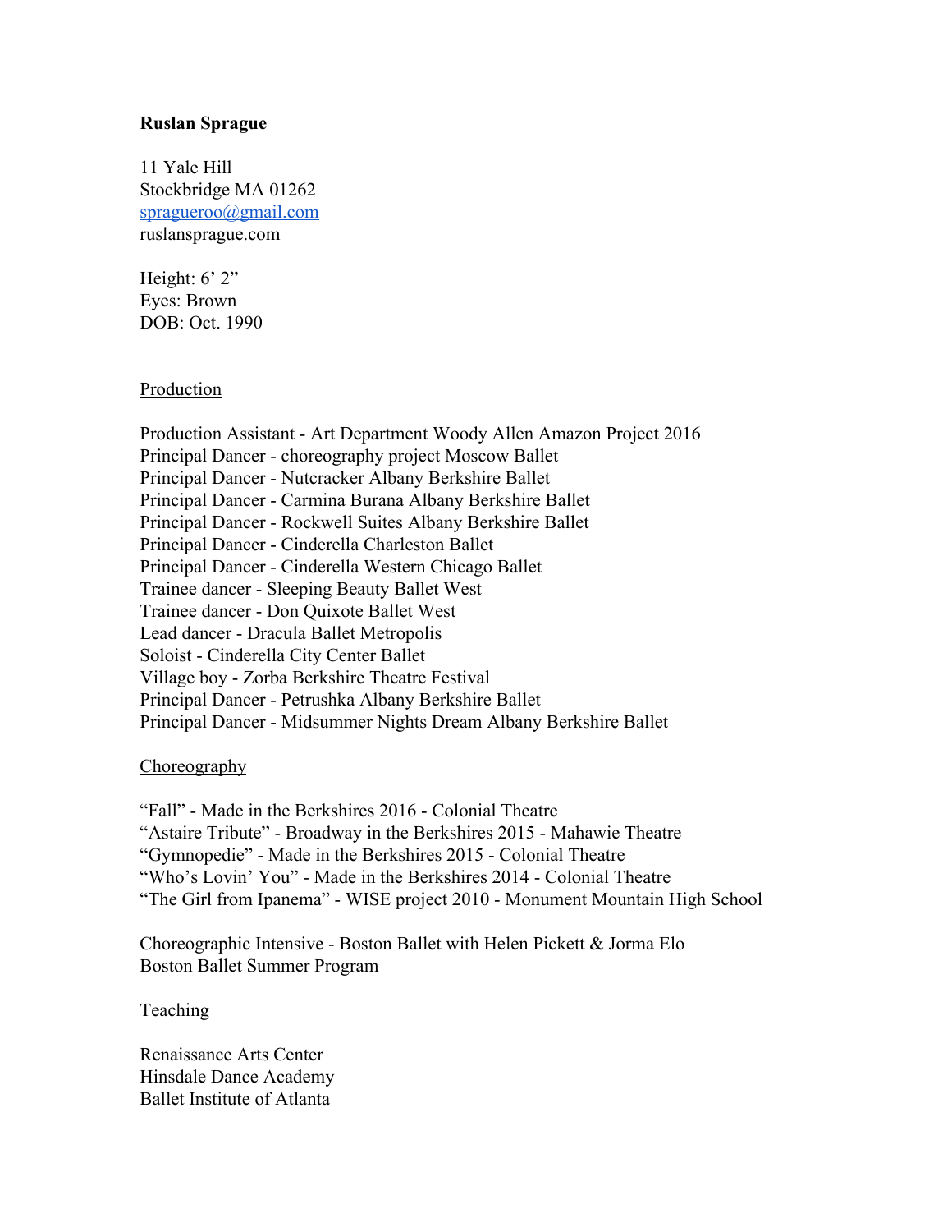**Ruslan Sprague**

11 Yale Hill
Stockbridge MA 01262
spragueroo@gmail.com
ruslansprague.com

Height: 6' 2"
Eyes: Brown
DOB: Oct. 1990

## Production

Production Assistant - Art Department Woody Allen Amazon Project 2016
Principal Dancer - choreography project Moscow Ballet
Principal Dancer - Nutcracker Albany Berkshire Ballet
Principal Dancer - Carmina Burana Albany Berkshire Ballet
Principal Dancer - Rockwell Suites Albany Berkshire Ballet
Principal Dancer - Cinderella Charleston Ballet
Principal Dancer - Cinderella Western Chicago Ballet
Trainee dancer - Sleeping Beauty Ballet West
Trainee dancer - Don Quixote Ballet West
Lead dancer - Dracula Ballet Metropolis
Soloist - Cinderella City Center Ballet
Village boy - Zorba Berkshire Theatre Festival
Principal Dancer - Petrushka Albany Berkshire Ballet
Principal Dancer - Midsummer Nights Dream Albany Berkshire Ballet

## Choreography

"Fall" - Made in the Berkshires 2016 - Colonial Theatre
"Astaire Tribute" - Broadway in the Berkshires 2015 - Mahawie Theatre
"Gymnopedie" - Made in the Berkshires 2015 - Colonial Theatre
"Who's Lovin' You" - Made in the Berkshires 2014 - Colonial Theatre
"The Girl from Ipanema" - WISE project 2010 - Monument Mountain High School

Choreographic Intensive - Boston Ballet with Helen Pickett & Jorma Elo
Boston Ballet Summer Program

## Teaching

Renaissance Arts Center
Hinsdale Dance Academy
Ballet Institute of Atlanta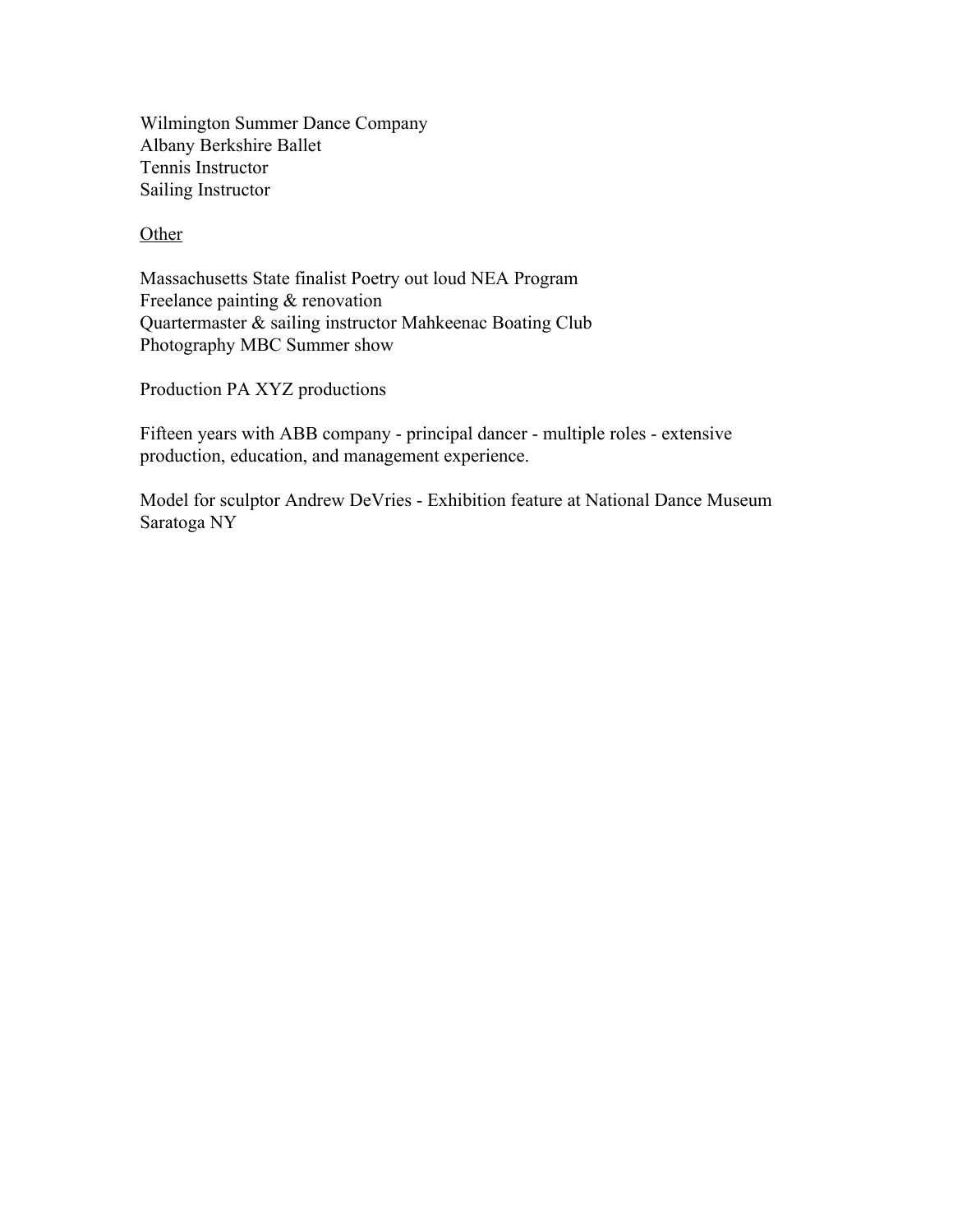Wilmington Summer Dance Company
Albany Berkshire Ballet
Tennis Instructor
Sailing Instructor

<u>Other</u>

Massachusetts State finalist Poetry out loud NEA Program
Freelance painting & renovation
Quartermaster & sailing instructor Mahkeenac Boating Club
Photography MBC Summer show

Production PA XYZ productions

Fifteen years with ABB company - principal dancer - multiple roles - extensive production, education, and management experience.

Model for sculptor Andrew DeVries - Exhibition feature at National Dance Museum Saratoga NY